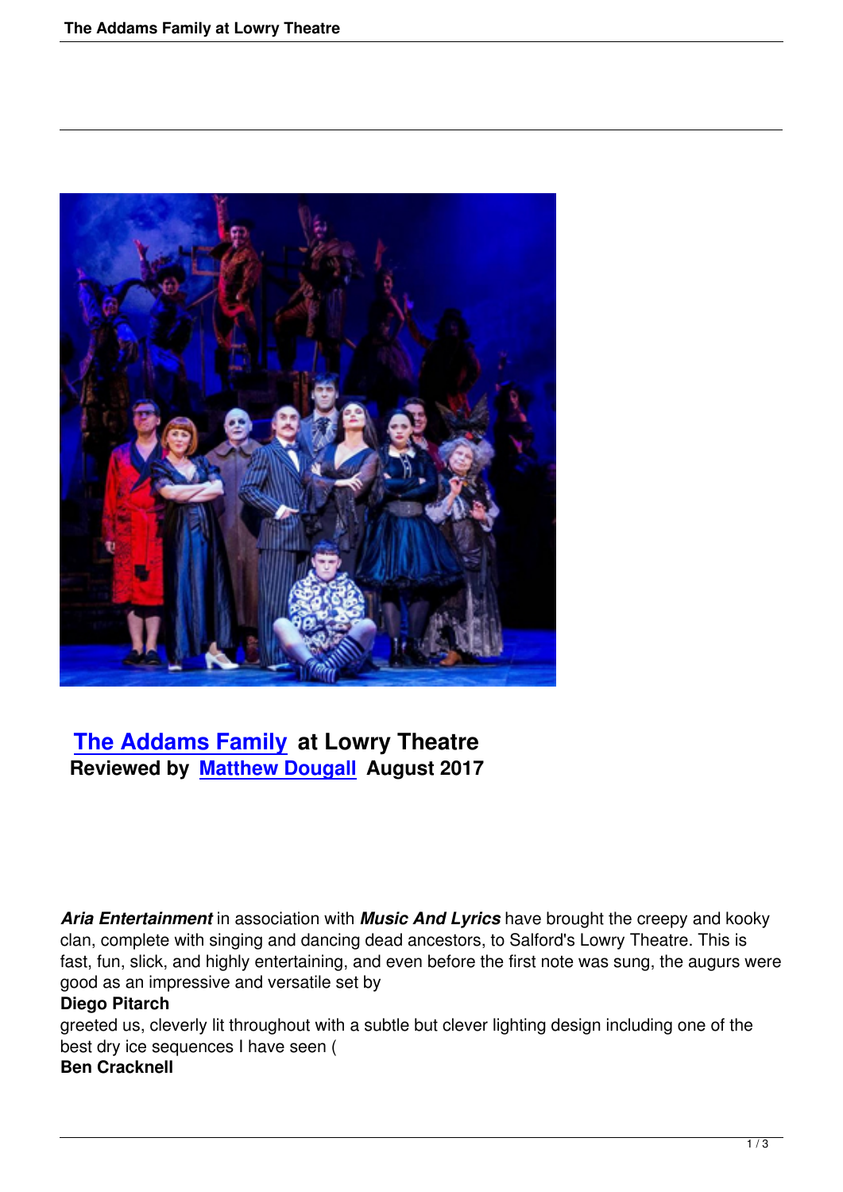# The Addams Family at Lowry Theatre

**Reviewed by Matthew Dougall August 2017**

***Aria Entertainment*** in association with ***Music And Lyrics*** have brought the creepy and kooky clan, complete with singing and dancing dead ancestors, to Salford's Lowry Theatre. This is fast, fun, slick, and highly entertaining, and even before the first note was sung, the augurs were good as an impressive and versatile set by

**Diego Pitarch**

greeted us, cleverly lit throughout with a subtle but clever lighting design including one of the best dry ice sequences I have seen (

**Ben Cracknell**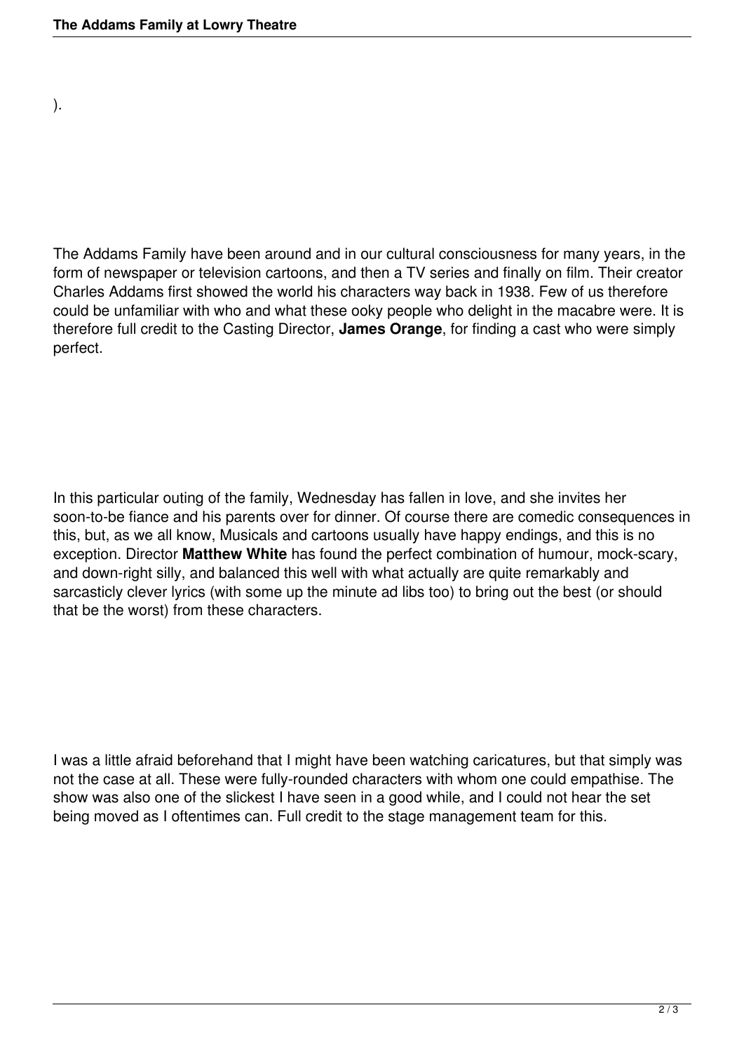).

The Addams Family have been around and in our cultural consciousness for many years, in the form of newspaper or television cartoons, and then a TV series and finally on film. Their creator Charles Addams first showed the world his characters way back in 1938. Few of us therefore could be unfamiliar with who and what these ooky people who delight in the macabre were. It is therefore full credit to the Casting Director, **James Orange**, for finding a cast who were simply perfect.

In this particular outing of the family, Wednesday has fallen in love, and she invites her soon-to-be fiance and his parents over for dinner. Of course there are comedic consequences in this, but, as we all know, Musicals and cartoons usually have happy endings, and this is no exception. Director **Matthew White** has found the perfect combination of humour, mock-scary, and down-right silly, and balanced this well with what actually are quite remarkably and sarcasticly clever lyrics (with some up the minute ad libs too) to bring out the best (or should that be the worst) from these characters.

I was a little afraid beforehand that I might have been watching caricatures, but that simply was not the case at all. These were fully-rounded characters with whom one could empathise. The show was also one of the slickest I have seen in a good while, and I could not hear the set being moved as I oftentimes can. Full credit to the stage management team for this.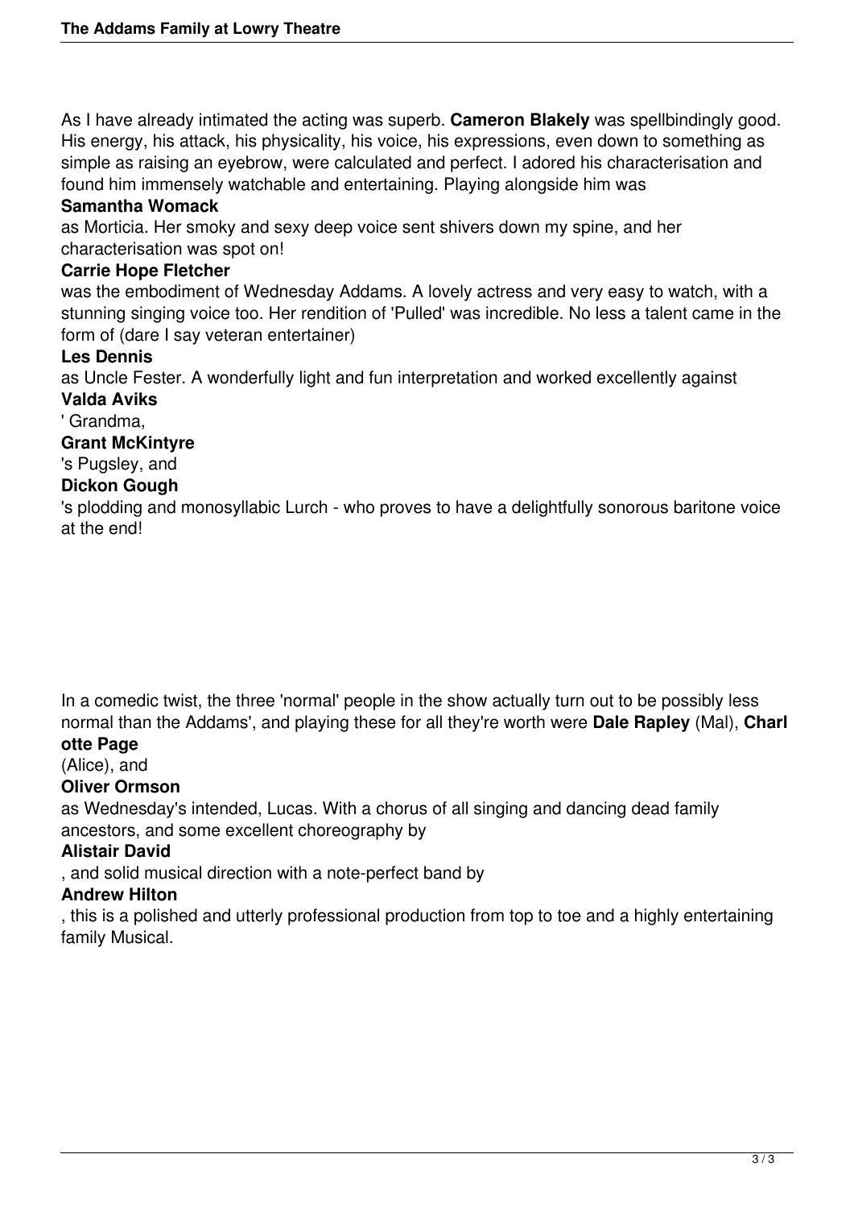As I have already intimated the acting was superb. **Cameron Blakely** was spellbindingly good. His energy, his attack, his physicality, his voice, his expressions, even down to something as simple as raising an eyebrow, were calculated and perfect. I adored his characterisation and found him immensely watchable and entertaining. Playing alongside him was **Samantha Womack** as Morticia. Her smoky and sexy deep voice sent shivers down my spine, and her characterisation was spot on! **Carrie Hope Fletcher** was the embodiment of Wednesday Addams. A lovely actress and very easy to watch, with a stunning singing voice too. Her rendition of 'Pulled' was incredible. No less a talent came in the form of (dare I say veteran entertainer) **Les Dennis** as Uncle Fester. A wonderfully light and fun interpretation and worked excellently against **Valda Aviks**' Grandma, **Grant McKintyre**'s Pugsley, and **Dickon Gough**'s plodding and monosyllabic Lurch - who proves to have a delightfully sonorous baritone voice at the end!

In a comedic twist, the three 'normal' people in the show actually turn out to be possibly less normal than the Addams', and playing these for all they're worth were **Dale Rapley** (Mal), **Charlotte Page** (Alice), and **Oliver Ormson** as Wednesday's intended, Lucas. With a chorus of all singing and dancing dead family ancestors, and some excellent choreography by **Alistair David**, and solid musical direction with a note-perfect band by **Andrew Hilton**, this is a polished and utterly professional production from top to toe and a highly entertaining family Musical.